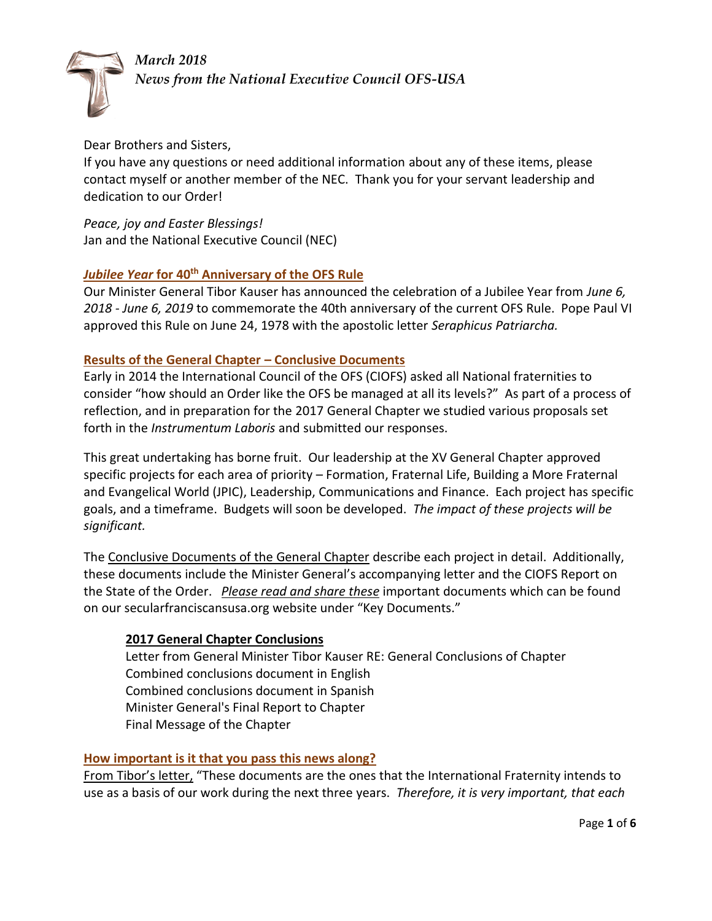*March 2018*
*News from the National Executive Council OFS-USA*

Dear Brothers and Sisters,
If you have any questions or need additional information about any of these items, please contact myself or another member of the NEC. Thank you for your servant leadership and dedication to our Order!

*Peace, joy and Easter Blessings!*
Jan and the National Executive Council (NEC)

## ***Jubilee Year* for 40th Anniversary of the OFS Rule**

Our Minister General Tibor Kauser has announced the celebration of a Jubilee Year from *June 6, 2018 - June 6, 2019* to commemorate the 40th anniversary of the current OFS Rule. Pope Paul VI approved this Rule on June 24, 1978 with the apostolic letter *Seraphicus Patriarcha.*

## **Results of the General Chapter – Conclusive Documents**

Early in 2014 the International Council of the OFS (CIOFS) asked all National fraternities to consider "how should an Order like the OFS be managed at all its levels?" As part of a process of reflection, and in preparation for the 2017 General Chapter we studied various proposals set forth in the *Instrumentum Laboris* and submitted our responses.

This great undertaking has borne fruit. Our leadership at the XV General Chapter approved specific projects for each area of priority – Formation, Fraternal Life, Building a More Fraternal and Evangelical World (JPIC), Leadership, Communications and Finance. Each project has specific goals, and a timeframe. Budgets will soon be developed. *The impact of these projects will be significant.*

The Conclusive Documents of the General Chapter describe each project in detail. Additionally, these documents include the Minister General's accompanying letter and the CIOFS Report on the State of the Order. ***Please read and share these*** important documents which can be found on our secularfranciscansusa.org website under "Key Documents."

**2017 General Chapter Conclusions**
Letter from General Minister Tibor Kauser RE: General Conclusions of Chapter
Combined conclusions document in English
Combined conclusions document in Spanish
Minister General's Final Report to Chapter
Final Message of the Chapter

## **How important is it that you pass this news along?**

From Tibor's letter, "These documents are the ones that the International Fraternity intends to use as a basis of our work during the next three years. *Therefore, it is very important, that each*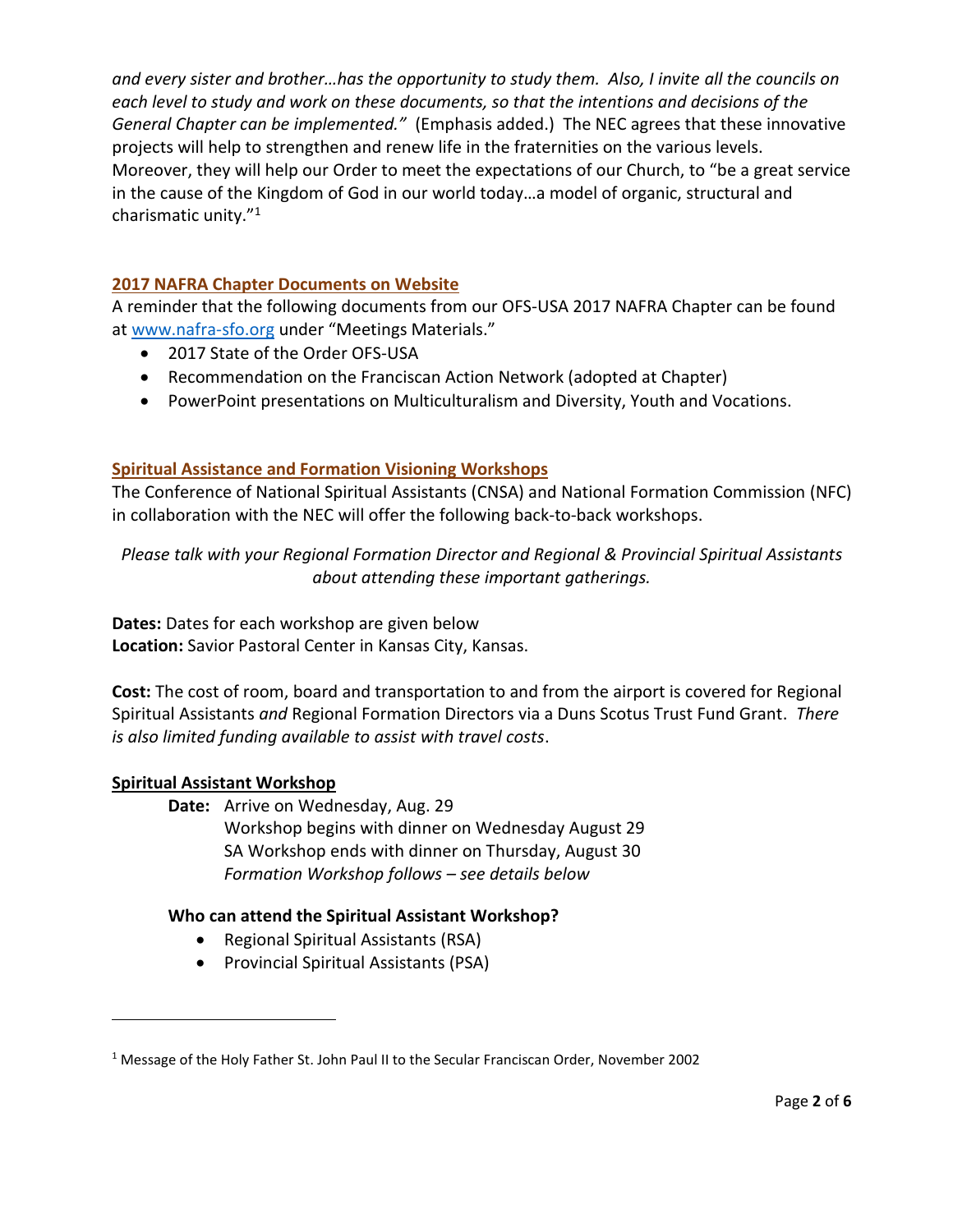*and every sister and brother…has the opportunity to study them. Also, I invite all the councils on each level to study and work on these documents, so that the intentions and decisions of the General Chapter can be implemented."* (Emphasis added.) The NEC agrees that these innovative projects will help to strengthen and renew life in the fraternities on the various levels. Moreover, they will help our Order to meet the expectations of our Church, to "be a great service in the cause of the Kingdom of God in our world today…a model of organic, structural and charismatic unity."[1]

## 2017 NAFRA Chapter Documents on Website

A reminder that the following documents from our OFS-USA 2017 NAFRA Chapter can be found at www.nafra-sfo.org under "Meetings Materials."

- 2017 State of the Order OFS-USA
- Recommendation on the Franciscan Action Network (adopted at Chapter)
- PowerPoint presentations on Multiculturalism and Diversity, Youth and Vocations.

## Spiritual Assistance and Formation Visioning Workshops

The Conference of National Spiritual Assistants (CNSA) and National Formation Commission (NFC) in collaboration with the NEC will offer the following back-to-back workshops.

*Please talk with your Regional Formation Director and Regional & Provincial Spiritual Assistants about attending these important gatherings.*

**Dates:** Dates for each workshop are given below
**Location:** Savior Pastoral Center in Kansas City, Kansas.

**Cost:** The cost of room, board and transportation to and from the airport is covered for Regional Spiritual Assistants *and* Regional Formation Directors via a Duns Scotus Trust Fund Grant. *There is also limited funding available to assist with travel costs*.

### Spiritual Assistant Workshop

**Date:** Arrive on Wednesday, Aug. 29
Workshop begins with dinner on Wednesday August 29
SA Workshop ends with dinner on Thursday, August 30
*Formation Workshop follows – see details below*

**Who can attend the Spiritual Assistant Workshop?**

- Regional Spiritual Assistants (RSA)
- Provincial Spiritual Assistants (PSA)

---

[1] Message of the Holy Father St. John Paul II to the Secular Franciscan Order, November 2002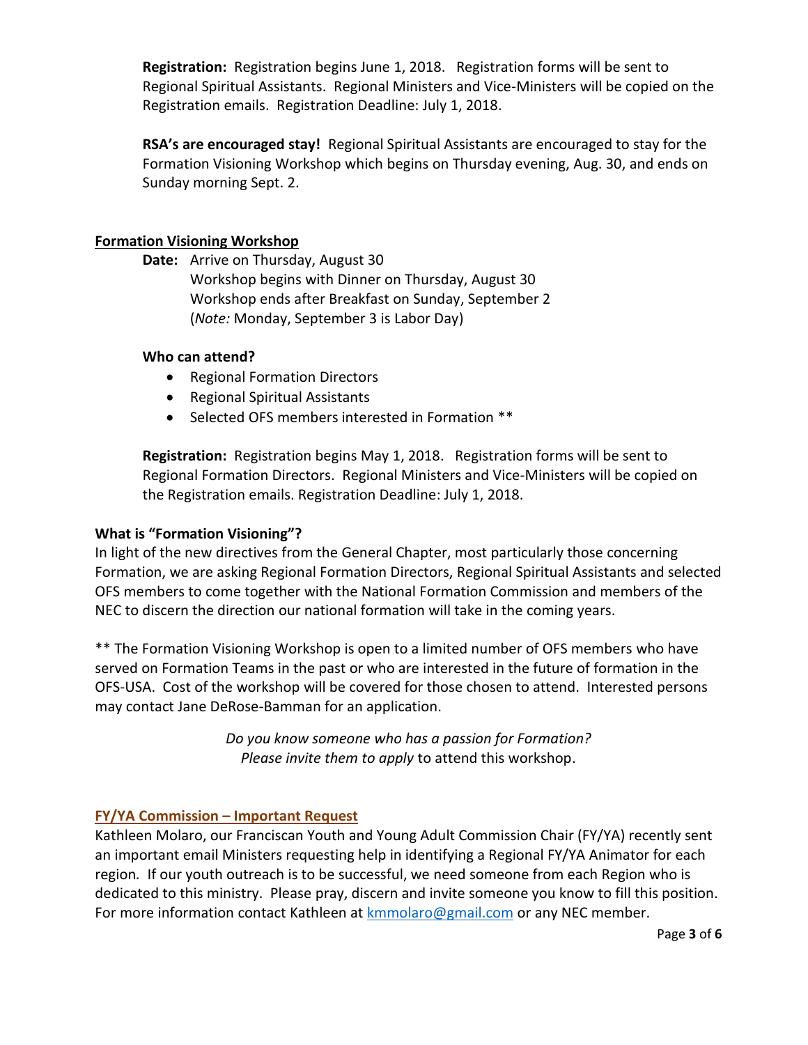**Registration:** Registration begins June 1, 2018. Registration forms will be sent to Regional Spiritual Assistants. Regional Ministers and Vice-Ministers will be copied on the Registration emails. Registration Deadline: July 1, 2018.

**RSA's are encouraged stay!** Regional Spiritual Assistants are encouraged to stay for the Formation Visioning Workshop which begins on Thursday evening, Aug. 30, and ends on Sunday morning Sept. 2.

## Formation Visioning Workshop

**Date:** Arrive on Thursday, August 30
Workshop begins with Dinner on Thursday, August 30
Workshop ends after Breakfast on Sunday, September 2
(*Note:* Monday, September 3 is Labor Day)

**Who can attend?**

- Regional Formation Directors
- Regional Spiritual Assistants
- Selected OFS members interested in Formation **

**Registration:** Registration begins May 1, 2018. Registration forms will be sent to Regional Formation Directors. Regional Ministers and Vice-Ministers will be copied on the Registration emails. Registration Deadline: July 1, 2018.

### What is "Formation Visioning"?

In light of the new directives from the General Chapter, most particularly those concerning Formation, we are asking Regional Formation Directors, Regional Spiritual Assistants and selected OFS members to come together with the National Formation Commission and members of the NEC to discern the direction our national formation will take in the coming years.

** The Formation Visioning Workshop is open to a limited number of OFS members who have served on Formation Teams in the past or who are interested in the future of formation in the OFS-USA. Cost of the workshop will be covered for those chosen to attend. Interested persons may contact Jane DeRose-Bamman for an application.

*Do you know someone who has a passion for Formation?*
*Please invite them to apply* to attend this workshop.

## FY/YA Commission – Important Request

Kathleen Molaro, our Franciscan Youth and Young Adult Commission Chair (FY/YA) recently sent an important email Ministers requesting help in identifying a Regional FY/YA Animator for each region. If our youth outreach is to be successful, we need someone from each Region who is dedicated to this ministry. Please pray, discern and invite someone you know to fill this position. For more information contact Kathleen at kmmolaro@gmail.com or any NEC member.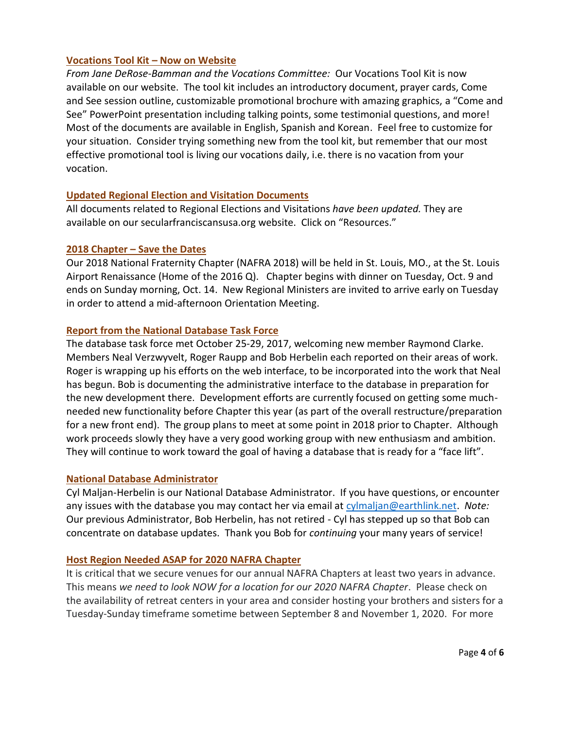### Vocations Tool Kit – Now on Website

*From Jane DeRose-Bamman and the Vocations Committee:* Our Vocations Tool Kit is now available on our website. The tool kit includes an introductory document, prayer cards, Come and See session outline, customizable promotional brochure with amazing graphics, a "Come and See" PowerPoint presentation including talking points, some testimonial questions, and more! Most of the documents are available in English, Spanish and Korean. Feel free to customize for your situation. Consider trying something new from the tool kit, but remember that our most effective promotional tool is living our vocations daily, i.e. there is no vacation from your vocation.

### Updated Regional Election and Visitation Documents

All documents related to Regional Elections and Visitations *have been updated.* They are available on our secularfranciscansusa.org website. Click on "Resources."

### 2018 Chapter – Save the Dates

Our 2018 National Fraternity Chapter (NAFRA 2018) will be held in St. Louis, MO., at the St. Louis Airport Renaissance (Home of the 2016 Q). Chapter begins with dinner on Tuesday, Oct. 9 and ends on Sunday morning, Oct. 14. New Regional Ministers are invited to arrive early on Tuesday in order to attend a mid-afternoon Orientation Meeting.

### Report from the National Database Task Force

The database task force met October 25-29, 2017, welcoming new member Raymond Clarke. Members Neal Verzwyvelt, Roger Raupp and Bob Herbelin each reported on their areas of work. Roger is wrapping up his efforts on the web interface, to be incorporated into the work that Neal has begun. Bob is documenting the administrative interface to the database in preparation for the new development there. Development efforts are currently focused on getting some much-needed new functionality before Chapter this year (as part of the overall restructure/preparation for a new front end). The group plans to meet at some point in 2018 prior to Chapter. Although work proceeds slowly they have a very good working group with new enthusiasm and ambition. They will continue to work toward the goal of having a database that is ready for a "face lift".

### National Database Administrator

Cyl Maljan-Herbelin is our National Database Administrator. If you have questions, or encounter any issues with the database you may contact her via email at cylmaljan@earthlink.net. *Note:* Our previous Administrator, Bob Herbelin, has not retired - Cyl has stepped up so that Bob can concentrate on database updates. Thank you Bob for *continuing* your many years of service!

### Host Region Needed ASAP for 2020 NAFRA Chapter

It is critical that we secure venues for our annual NAFRA Chapters at least two years in advance. This means *we need to look NOW for a location for our 2020 NAFRA Chapter*. Please check on the availability of retreat centers in your area and consider hosting your brothers and sisters for a Tuesday-Sunday timeframe sometime between September 8 and November 1, 2020. For more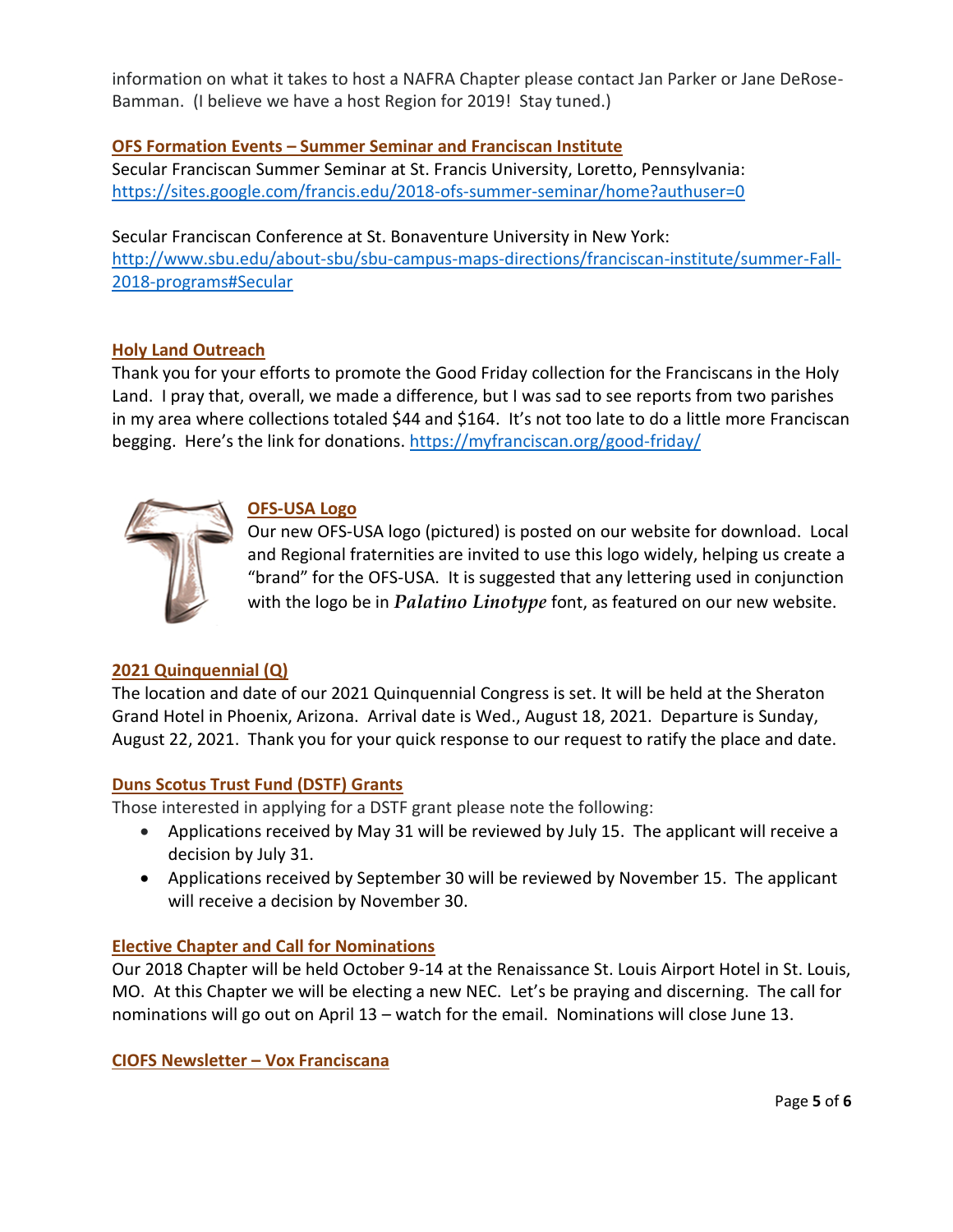information on what it takes to host a NAFRA Chapter please contact Jan Parker or Jane DeRose-Bamman. (I believe we have a host Region for 2019! Stay tuned.)

**OFS Formation Events – Summer Seminar and Franciscan Institute**

Secular Franciscan Summer Seminar at St. Francis University, Loretto, Pennsylvania: https://sites.google.com/francis.edu/2018-ofs-summer-seminar/home?authuser=0

Secular Franciscan Conference at St. Bonaventure University in New York: http://www.sbu.edu/about-sbu/sbu-campus-maps-directions/franciscan-institute/summer-Fall-2018-programs#Secular

**Holy Land Outreach**

Thank you for your efforts to promote the Good Friday collection for the Franciscans in the Holy Land. I pray that, overall, we made a difference, but I was sad to see reports from two parishes in my area where collections totaled $44 and $164. It's not too late to do a little more Franciscan begging. Here's the link for donations. https://myfranciscan.org/good-friday/

**OFS-USA Logo**

Our new OFS-USA logo (pictured) is posted on our website for download. Local and Regional fraternities are invited to use this logo widely, helping us create a "brand" for the OFS-USA. It is suggested that any lettering used in conjunction with the logo be in *Palatino Linotype* font, as featured on our new website.

**2021 Quinquennial (Q)**

The location and date of our 2021 Quinquennial Congress is set. It will be held at the Sheraton Grand Hotel in Phoenix, Arizona. Arrival date is Wed., August 18, 2021. Departure is Sunday, August 22, 2021. Thank you for your quick response to our request to ratify the place and date.

**Duns Scotus Trust Fund (DSTF) Grants**

Those interested in applying for a DSTF grant please note the following:

- Applications received by May 31 will be reviewed by July 15. The applicant will receive a decision by July 31.
- Applications received by September 30 will be reviewed by November 15. The applicant will receive a decision by November 30.

**Elective Chapter and Call for Nominations**

Our 2018 Chapter will be held October 9-14 at the Renaissance St. Louis Airport Hotel in St. Louis, MO. At this Chapter we will be electing a new NEC. Let's be praying and discerning. The call for nominations will go out on April 13 – watch for the email. Nominations will close June 13.

**CIOFS Newsletter – Vox Franciscana**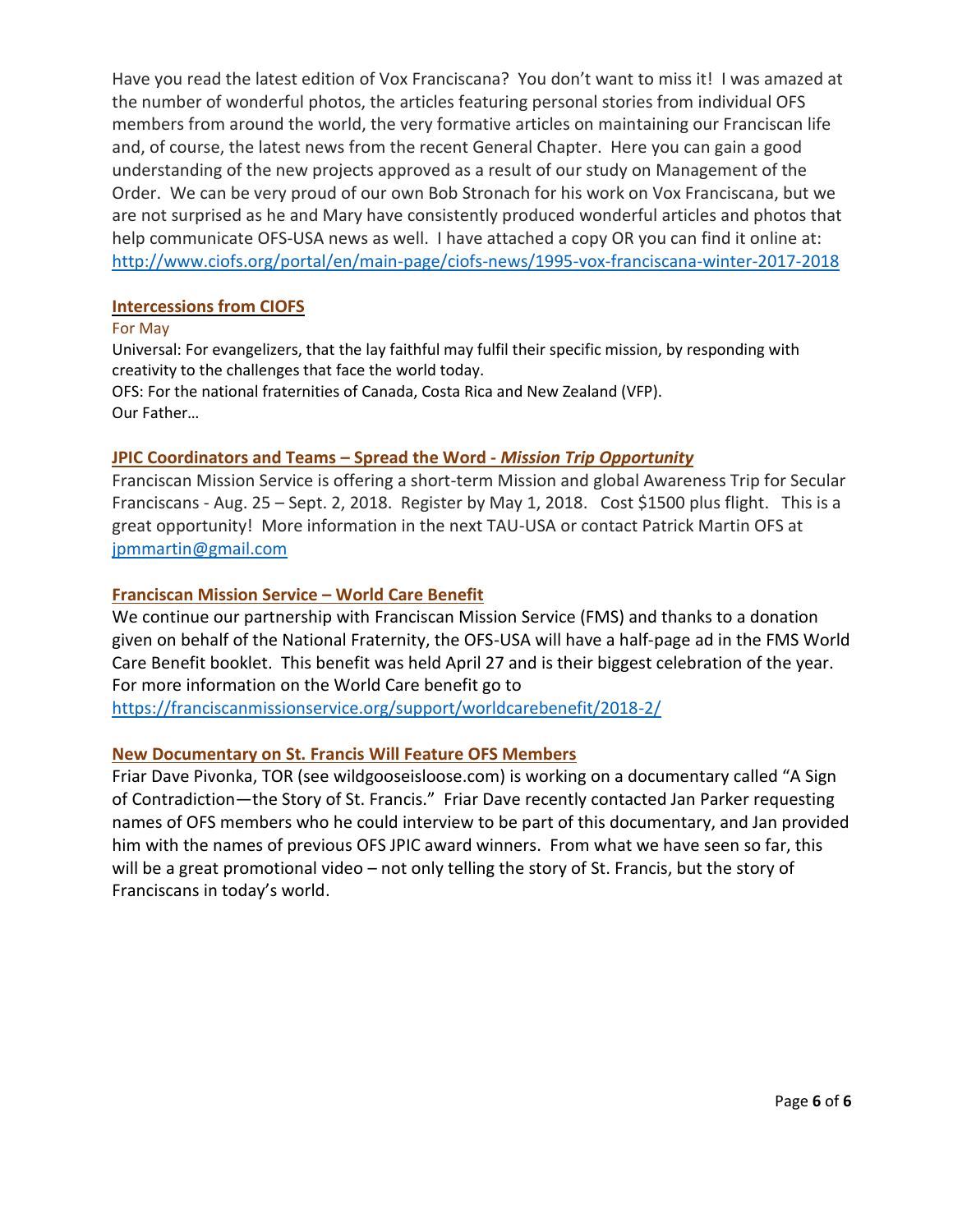Have you read the latest edition of Vox Franciscana? You don't want to miss it! I was amazed at the number of wonderful photos, the articles featuring personal stories from individual OFS members from around the world, the very formative articles on maintaining our Franciscan life and, of course, the latest news from the recent General Chapter. Here you can gain a good understanding of the new projects approved as a result of our study on Management of the Order. We can be very proud of our own Bob Stronach for his work on Vox Franciscana, but we are not surprised as he and Mary have consistently produced wonderful articles and photos that help communicate OFS-USA news as well. I have attached a copy OR you can find it online at: http://www.ciofs.org/portal/en/main-page/ciofs-news/1995-vox-franciscana-winter-2017-2018

### Intercessions from CIOFS

For May

Universal: For evangelizers, that the lay faithful may fulfil their specific mission, by responding with creativity to the challenges that face the world today.

OFS: For the national fraternities of Canada, Costa Rica and New Zealand (VFP).

Our Father…

### JPIC Coordinators and Teams – Spread the Word - *Mission Trip Opportunity*

Franciscan Mission Service is offering a short-term Mission and global Awareness Trip for Secular Franciscans - Aug. 25 – Sept. 2, 2018. Register by May 1, 2018. Cost $1500 plus flight. This is a great opportunity! More information in the next TAU-USA or contact Patrick Martin OFS at jpmmartin@gmail.com

### Franciscan Mission Service – World Care Benefit

We continue our partnership with Franciscan Mission Service (FMS) and thanks to a donation given on behalf of the National Fraternity, the OFS-USA will have a half-page ad in the FMS World Care Benefit booklet. This benefit was held April 27 and is their biggest celebration of the year. For more information on the World Care benefit go to https://franciscanmissionservice.org/support/worldcarebenefit/2018-2/

### New Documentary on St. Francis Will Feature OFS Members

Friar Dave Pivonka, TOR (see wildgooseisloose.com) is working on a documentary called "A Sign of Contradiction—the Story of St. Francis." Friar Dave recently contacted Jan Parker requesting names of OFS members who he could interview to be part of this documentary, and Jan provided him with the names of previous OFS JPIC award winners. From what we have seen so far, this will be a great promotional video – not only telling the story of St. Francis, but the story of Franciscans in today's world.